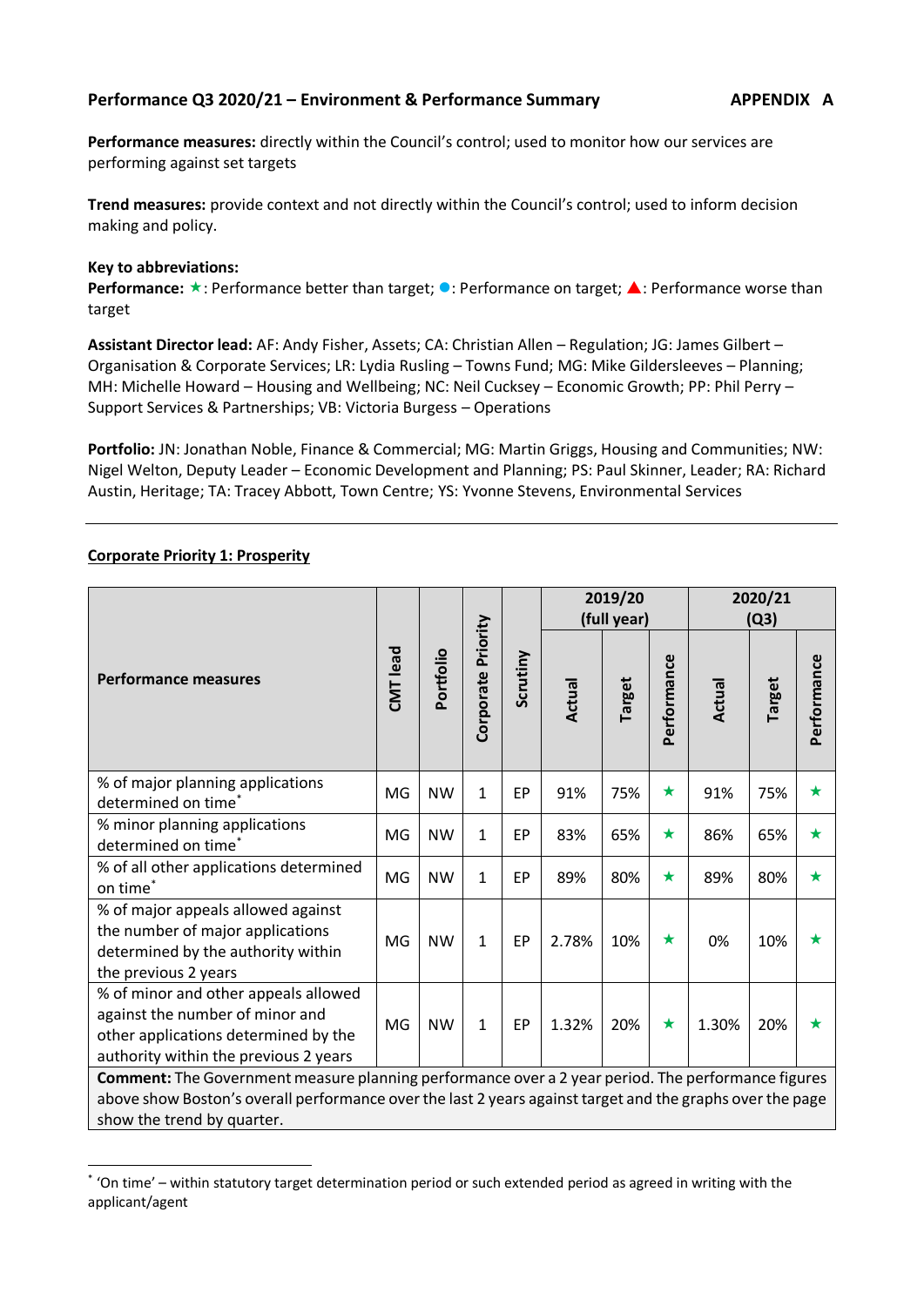**Performance Q3 2020/21 – Environment & Performance Summary** **APPENDIX A**

**Performance measures:** directly within the Council's control; used to monitor how our services are performing against set targets

**Trend measures:** provide context and not directly within the Council's control; used to inform decision making and policy.

**Key to abbreviations:**
**Performance:** ★: Performance better than target; ●: Performance on target; ▲: Performance worse than target

**Assistant Director lead:** AF: Andy Fisher, Assets; CA: Christian Allen – Regulation; JG: James Gilbert – Organisation & Corporate Services; LR: Lydia Rusling – Towns Fund; MG: Mike Gildersleeves – Planning; MH: Michelle Howard – Housing and Wellbeing; NC: Neil Cucksey – Economic Growth; PP: Phil Perry – Support Services & Partnerships; VB: Victoria Burgess – Operations

**Portfolio:** JN: Jonathan Noble, Finance & Commercial; MG: Martin Griggs, Housing and Communities; NW: Nigel Welton, Deputy Leader – Economic Development and Planning; PS: Paul Skinner, Leader; RA: Richard Austin, Heritage; TA: Tracey Abbott, Town Centre; YS: Yvonne Stevens, Environmental Services

---

**Corporate Priority 1: Prosperity**

| Performance measures | CMT lead | Portfolio | Corporate Priority | Scrutiny | 2019/20 (full year) | | | 2020/21 (Q3) | | |
|---|---|---|---|---|---|---|---|---|---|---|
| | | | | | Actual | Target | Performance | Actual | Target | Performance |
| % of major planning applications determined on time* | MG | NW | 1 | EP | 91% | 75% | ★ | 91% | 75% | ★ |
| % minor planning applications determined on time* | MG | NW | 1 | EP | 83% | 65% | ★ | 86% | 65% | ★ |
| % of all other applications determined on time* | MG | NW | 1 | EP | 89% | 80% | ★ | 89% | 80% | ★ |
| % of major appeals allowed against the number of major applications determined by the authority within the previous 2 years | MG | NW | 1 | EP | 2.78% | 10% | ★ | 0% | 10% | ★ |
| % of minor and other appeals allowed against the number of minor and other applications determined by the authority within the previous 2 years | MG | NW | 1 | EP | 1.32% | 20% | ★ | 1.30% | 20% | ★ |
| **Comment:** The Government measure planning performance over a 2 year period. The performance figures above show Boston's overall performance over the last 2 years against target and the graphs over the page show the trend by quarter. | | | | | | | | | | |

* 'On time' – within statutory target determination period or such extended period as agreed in writing with the applicant/agent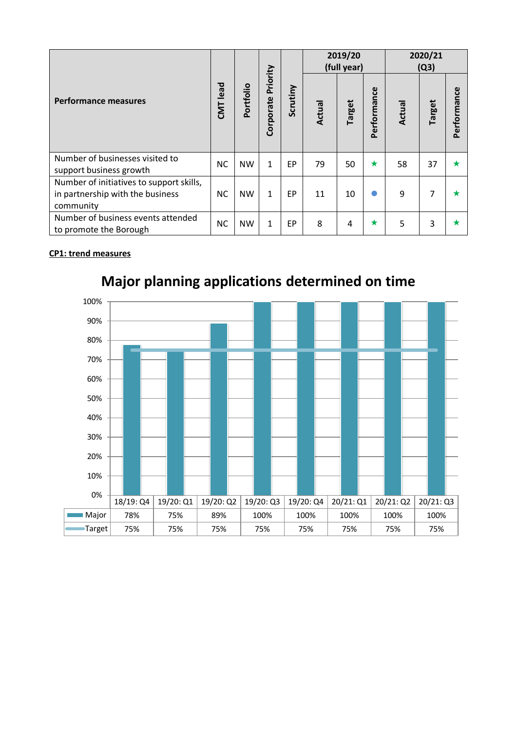| Performance measures | CMT lead | Portfolio | Corporate Priority | Scrutiny | 2019/20 (full year) | | | 2020/21 (Q3) | | |
|---|---|---|---|---|---|---|---|---|---|---|
| | | | | | Actual | Target | Performance | Actual | Target | Performance |
| Number of businesses visited to support business growth | NC | NW | 1 | EP | 79 | 50 | ★ | 58 | 37 | ★ |
| Number of initiatives to support skills, in partnership with the business community | NC | NW | 1 | EP | 11 | 10 | ● | 9 | 7 | ★ |
| Number of business events attended to promote the Borough | NC | NW | 1 | EP | 8 | 4 | ★ | 5 | 3 | ★ |

**CP1: trend measures**

## Major planning applications determined on time

| | 18/19: Q4 | 19/20: Q1 | 19/20: Q2 | 19/20: Q3 | 19/20: Q4 | 20/21: Q1 | 20/21: Q2 | 20/21: Q3 |
|---|---|---|---|---|---|---|---|---|
| Major | 78% | 75% | 89% | 100% | 100% | 100% | 100% | 100% |
| Target | 75% | 75% | 75% | 75% | 75% | 75% | 75% | 75% |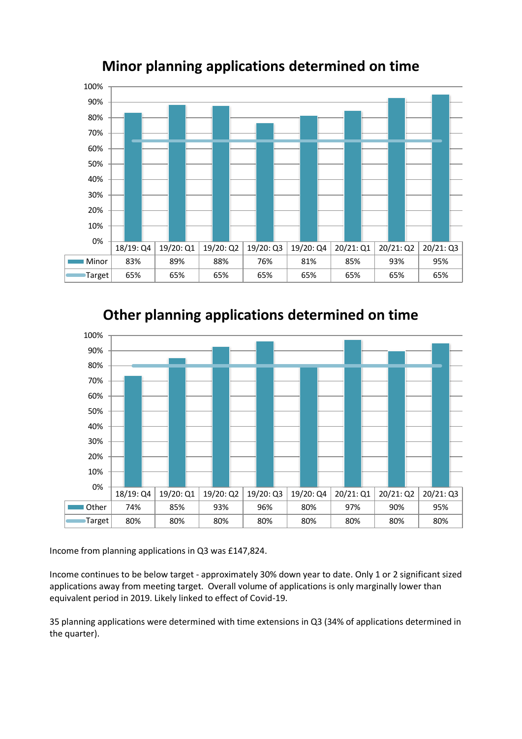## Minor planning applications determined on time

| | 18/19: Q4 | 19/20: Q1 | 19/20: Q2 | 19/20: Q3 | 19/20: Q4 | 20/21: Q1 | 20/21: Q2 | 20/21: Q3 |
|---|---|---|---|---|---|---|---|---|
| Minor | 83% | 89% | 88% | 76% | 81% | 85% | 93% | 95% |
| Target | 65% | 65% | 65% | 65% | 65% | 65% | 65% | 65% |

## Other planning applications determined on time

| | 18/19: Q4 | 19/20: Q1 | 19/20: Q2 | 19/20: Q3 | 19/20: Q4 | 20/21: Q1 | 20/21: Q2 | 20/21: Q3 |
|---|---|---|---|---|---|---|---|---|
| Other | 74% | 85% | 93% | 96% | 80% | 97% | 90% | 95% |
| Target | 80% | 80% | 80% | 80% | 80% | 80% | 80% | 80% |

Income from planning applications in Q3 was £147,824.

Income continues to be below target - approximately 30% down year to date. Only 1 or 2 significant sized applications away from meeting target. Overall volume of applications is only marginally lower than equivalent period in 2019. Likely linked to effect of Covid-19.

35 planning applications were determined with time extensions in Q3 (34% of applications determined in the quarter).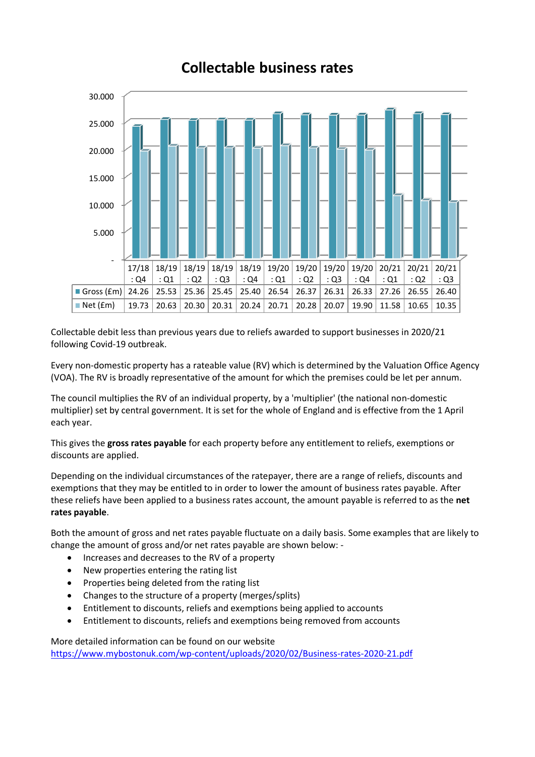## Collectable business rates

| | 17/18 : Q4 | 18/19 : Q1 | 18/19 : Q2 | 18/19 : Q3 | 18/19 : Q4 | 19/20 : Q1 | 19/20 : Q2 | 19/20 : Q3 | 19/20 : Q4 | 20/21 : Q1 | 20/21 : Q2 | 20/21 : Q3 |
|---|---|---|---|---|---|---|---|---|---|---|---|---|
| Gross (£m) | 24.26 | 25.53 | 25.36 | 25.45 | 25.40 | 26.54 | 26.37 | 26.31 | 26.33 | 27.26 | 26.55 | 26.40 |
| Net (£m) | 19.73 | 20.63 | 20.30 | 20.31 | 20.24 | 20.71 | 20.28 | 20.07 | 19.90 | 11.58 | 10.65 | 10.35 |

Collectable debit less than previous years due to reliefs awarded to support businesses in 2020/21 following Covid-19 outbreak.

Every non-domestic property has a rateable value (RV) which is determined by the Valuation Office Agency (VOA). The RV is broadly representative of the amount for which the premises could be let per annum.

The council multiplies the RV of an individual property, by a 'multiplier' (the national non-domestic multiplier) set by central government. It is set for the whole of England and is effective from the 1 April each year.

This gives the **gross rates payable** for each property before any entitlement to reliefs, exemptions or discounts are applied.

Depending on the individual circumstances of the ratepayer, there are a range of reliefs, discounts and exemptions that they may be entitled to in order to lower the amount of business rates payable. After these reliefs have been applied to a business rates account, the amount payable is referred to as the **net rates payable**.

Both the amount of gross and net rates payable fluctuate on a daily basis. Some examples that are likely to change the amount of gross and/or net rates payable are shown below: -

- Increases and decreases to the RV of a property
- New properties entering the rating list
- Properties being deleted from the rating list
- Changes to the structure of a property (merges/splits)
- Entitlement to discounts, reliefs and exemptions being applied to accounts
- Entitlement to discounts, reliefs and exemptions being removed from accounts

More detailed information can be found on our website
https://www.mybostonuk.com/wp-content/uploads/2020/02/Business-rates-2020-21.pdf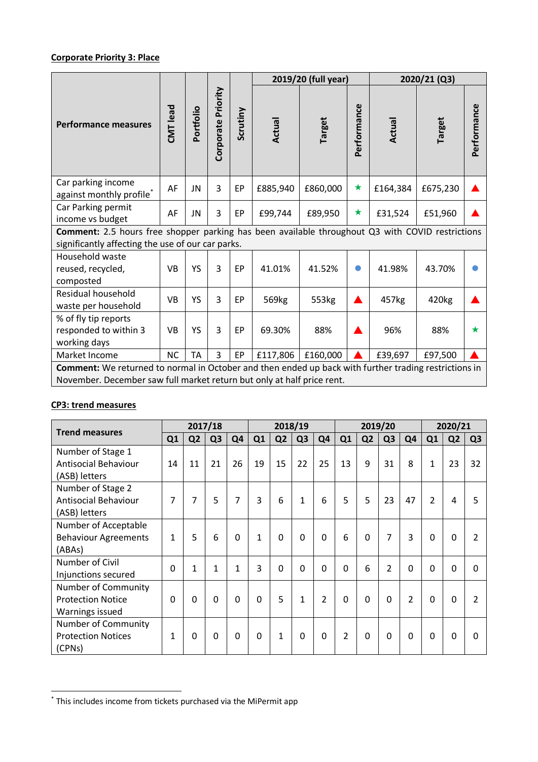**Corporate Priority 3: Place**

| Performance measures | CMT lead | Portfolio | Corporate Priority | Scrutiny | 2019/20 (full year) | | | 2020/21 (Q3) | | |
|---|---|---|---|---|---|---|---|---|---|---|
| | | | | | Actual | Target | Performance | Actual | Target | Performance |
| Car parking income against monthly profile[*] | AF | JN | 3 | EP | £885,940 | £860,000 | ★ | £164,384 | £675,230 | ▲ |
| Car Parking permit income vs budget | AF | JN | 3 | EP | £99,744 | £89,950 | ★ | £31,524 | £51,960 | ▲ |
| **Comment:** 2.5 hours free shopper parking has been available throughout Q3 with COVID restrictions significantly affecting the use of our car parks. | | | | | | | | | | |
| Household waste reused, recycled, composted | VB | YS | 3 | EP | 41.01% | 41.52% | ● | 41.98% | 43.70% | ● |
| Residual household waste per household | VB | YS | 3 | EP | 569kg | 553kg | ▲ | 457kg | 420kg | ▲ |
| % of fly tip reports responded to within 3 working days | VB | YS | 3 | EP | 69.30% | 88% | ▲ | 96% | 88% | ★ |
| Market Income | NC | TA | 3 | EP | £117,806 | £160,000 | ▲ | £39,697 | £97,500 | ▲ |
| **Comment:** We returned to normal in October and then ended up back with further trading restrictions in November. December saw full market return but only at half price rent. | | | | | | | | | | |

**CP3: trend measures**

| Trend measures | 2017/18 | | | | 2018/19 | | | | 2019/20 | | | | 2020/21 | | |
|---|---|---|---|---|---|---|---|---|---|---|---|---|---|---|---|
| | Q1 | Q2 | Q3 | Q4 | Q1 | Q2 | Q3 | Q4 | Q1 | Q2 | Q3 | Q4 | Q1 | Q2 | Q3 |
| Number of Stage 1 Antisocial Behaviour (ASB) letters | 14 | 11 | 21 | 26 | 19 | 15 | 22 | 25 | 13 | 9 | 31 | 8 | 1 | 23 | 32 |
| Number of Stage 2 Antisocial Behaviour (ASB) letters | 7 | 7 | 5 | 7 | 3 | 6 | 1 | 6 | 5 | 5 | 23 | 47 | 2 | 4 | 5 |
| Number of Acceptable Behaviour Agreements (ABAs) | 1 | 5 | 6 | 0 | 1 | 0 | 0 | 0 | 6 | 0 | 7 | 3 | 0 | 0 | 2 |
| Number of Civil Injunctions secured | 0 | 1 | 1 | 1 | 3 | 0 | 0 | 0 | 0 | 6 | 2 | 0 | 0 | 0 | 0 |
| Number of Community Protection Notice Warnings issued | 0 | 0 | 0 | 0 | 0 | 5 | 1 | 2 | 0 | 0 | 0 | 2 | 0 | 0 | 2 |
| Number of Community Protection Notices (CPNs) | 1 | 0 | 0 | 0 | 0 | 1 | 0 | 0 | 2 | 0 | 0 | 0 | 0 | 0 | 0 |

[*] This includes income from tickets purchased via the MiPermit app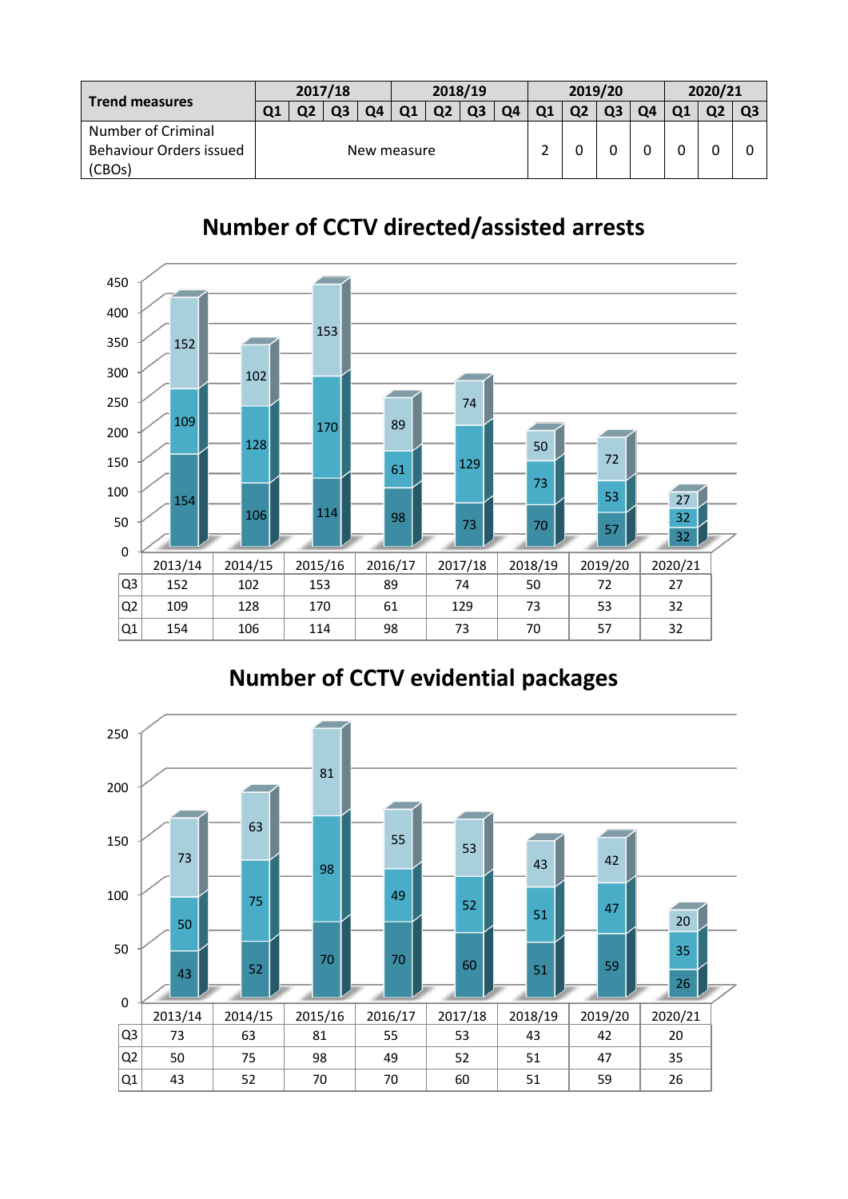| Trend measures | 2017/18 | | | | 2018/19 | | | | 2019/20 | | | | 2020/21 | | |
|---|---|---|---|---|---|---|---|---|---|---|---|---|---|---|---|
| | Q1 | Q2 | Q3 | Q4 | Q1 | Q2 | Q3 | Q4 | Q1 | Q2 | Q3 | Q4 | Q1 | Q2 | Q3 |
| Number of Criminal Behaviour Orders issued (CBOs) | New measure | | | | | | | | 2 | 0 | 0 | 0 | 0 | 0 | 0 |

## Number of CCTV directed/assisted arrests

| | 2013/14 | 2014/15 | 2015/16 | 2016/17 | 2017/18 | 2018/19 | 2019/20 | 2020/21 |
|---|---|---|---|---|---|---|---|---|
| Q3 | 152 | 102 | 153 | 89 | 74 | 50 | 72 | 27 |
| Q2 | 109 | 128 | 170 | 61 | 129 | 73 | 53 | 32 |
| Q1 | 154 | 106 | 114 | 98 | 73 | 70 | 57 | 32 |

## Number of CCTV evidential packages

| | 2013/14 | 2014/15 | 2015/16 | 2016/17 | 2017/18 | 2018/19 | 2019/20 | 2020/21 |
|---|---|---|---|---|---|---|---|---|
| Q3 | 73 | 63 | 81 | 55 | 53 | 43 | 42 | 20 |
| Q2 | 50 | 75 | 98 | 49 | 52 | 51 | 47 | 35 |
| Q1 | 43 | 52 | 70 | 70 | 60 | 51 | 59 | 26 |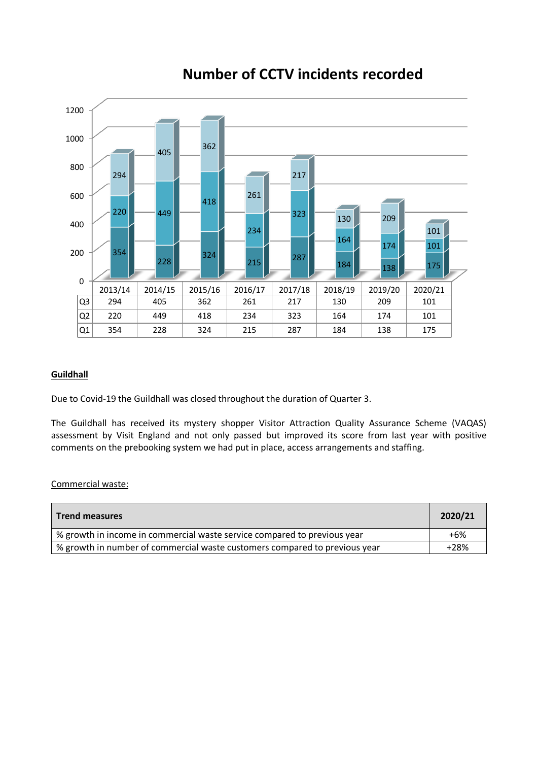## Number of CCTV incidents recorded

| | 2013/14 | 2014/15 | 2015/16 | 2016/17 | 2017/18 | 2018/19 | 2019/20 | 2020/21 |
|---|---|---|---|---|---|---|---|---|
| Q3 | 294 | 405 | 362 | 261 | 217 | 130 | 209 | 101 |
| Q2 | 220 | 449 | 418 | 234 | 323 | 164 | 174 | 101 |
| Q1 | 354 | 228 | 324 | 215 | 287 | 184 | 138 | 175 |

**Guildhall**

Due to Covid-19 the Guildhall was closed throughout the duration of Quarter 3.

The Guildhall has received its mystery shopper Visitor Attraction Quality Assurance Scheme (VAQAS) assessment by Visit England and not only passed but improved its score from last year with positive comments on the prebooking system we had put in place, access arrangements and staffing.

Commercial waste:

| Trend measures | 2020/21 |
|---|---|
| % growth in income in commercial waste service compared to previous year | +6% |
| % growth in number of commercial waste customers compared to previous year | +28% |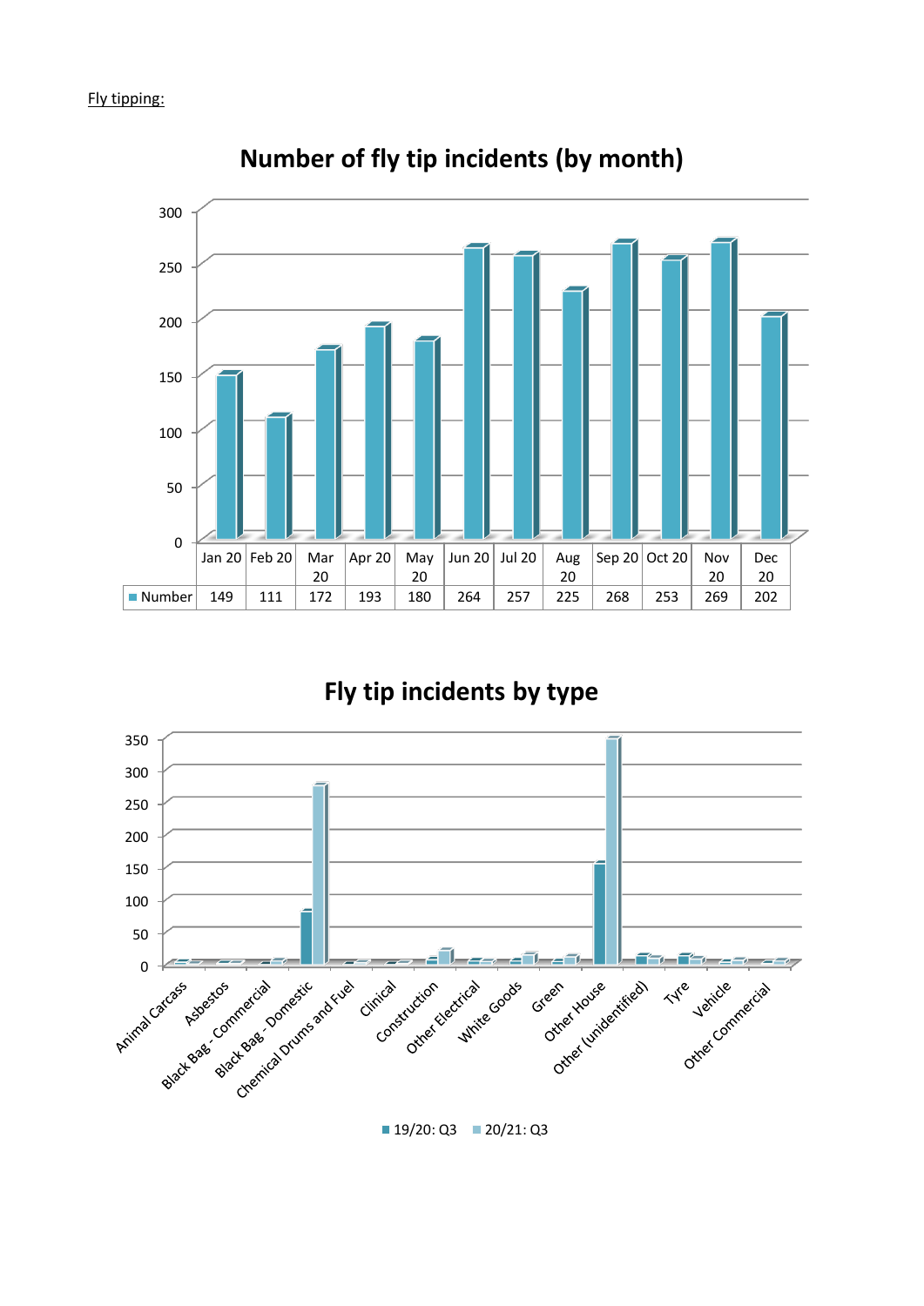Fly tipping:

## Number of fly tip incidents (by month)

| | Jan 20 | Feb 20 | Mar 20 | Apr 20 | May 20 | Jun 20 | Jul 20 | Aug 20 | Sep 20 | Oct 20 | Nov 20 | Dec 20 |
|---|---|---|---|---|---|---|---|---|---|---|---|---|
| Number | 149 | 111 | 172 | 193 | 180 | 264 | 257 | 225 | 268 | 253 | 269 | 202 |

## Fly tip incidents by type

Categories: Animal Carcass, Asbestos, Black Bag - Commercial, Black Bag - Domestic, Chemical Drums and Fuel, Clinical, Construction, Other Electrical, White Goods, Green, Other House, Other (unidentified), Tyre, Vehicle, Other Commercial

Legend: 19/20: Q3, 20/21: Q3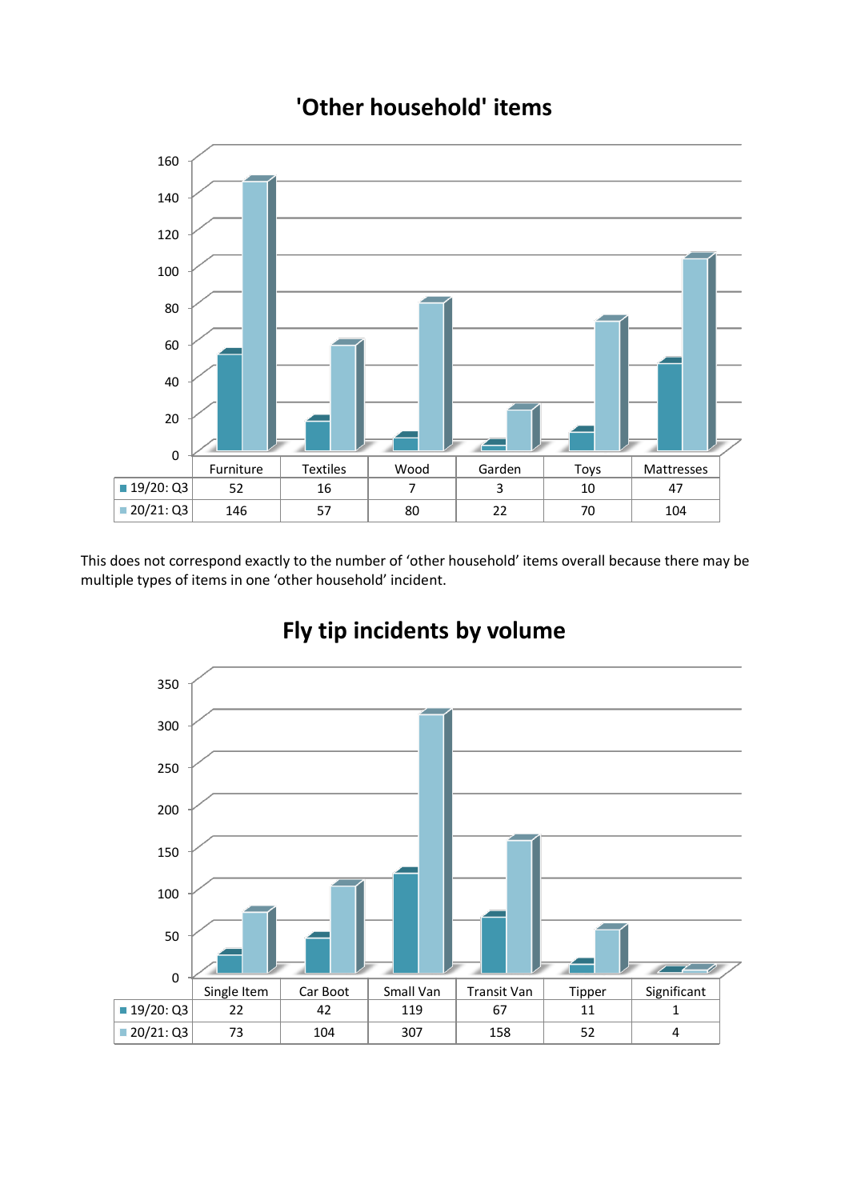## 'Other household' items

| | Furniture | Textiles | Wood | Garden | Toys | Mattresses |
|---|---|---|---|---|---|---|
| 19/20: Q3 | 52 | 16 | 7 | 3 | 10 | 47 |
| 20/21: Q3 | 146 | 57 | 80 | 22 | 70 | 104 |

This does not correspond exactly to the number of 'other household' items overall because there may be multiple types of items in one 'other household' incident.

## Fly tip incidents by volume

| | Single Item | Car Boot | Small Van | Transit Van | Tipper | Significant |
|---|---|---|---|---|---|---|
| 19/20: Q3 | 22 | 42 | 119 | 67 | 11 | 1 |
| 20/21: Q3 | 73 | 104 | 307 | 158 | 52 | 4 |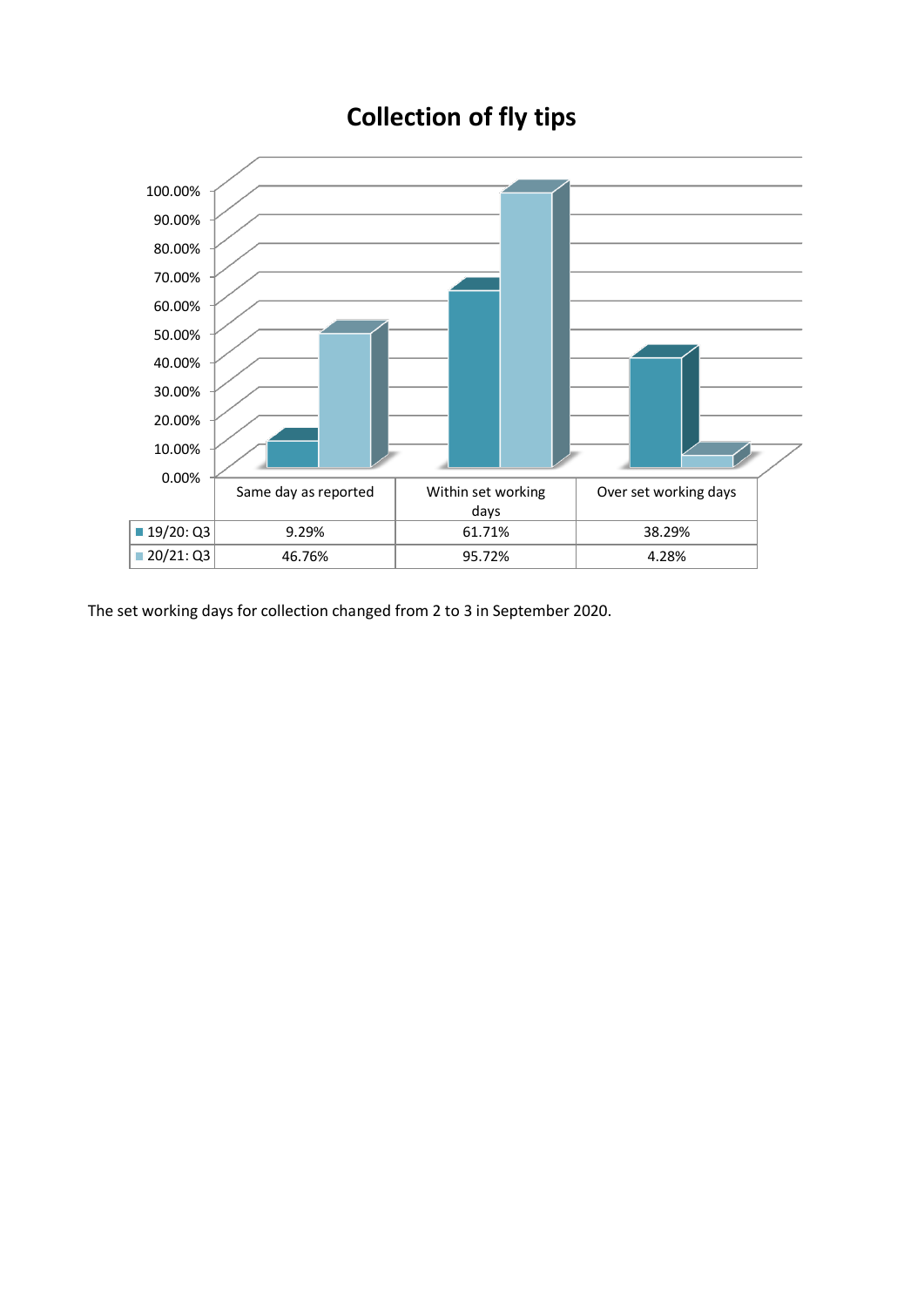Collection of fly tips

100.00%
90.00%
80.00%
70.00%
60.00%
50.00%
40.00%
30.00%
20.00%
10.00%
0.00%

Same day as reported
Within set working days
Over set working days

19/20: Q3 9.29% 61.71% 38.29%
20/21: Q3 46.76% 95.72% 4.28%

The set working days for collection changed from 2 to 3 in September 2020.